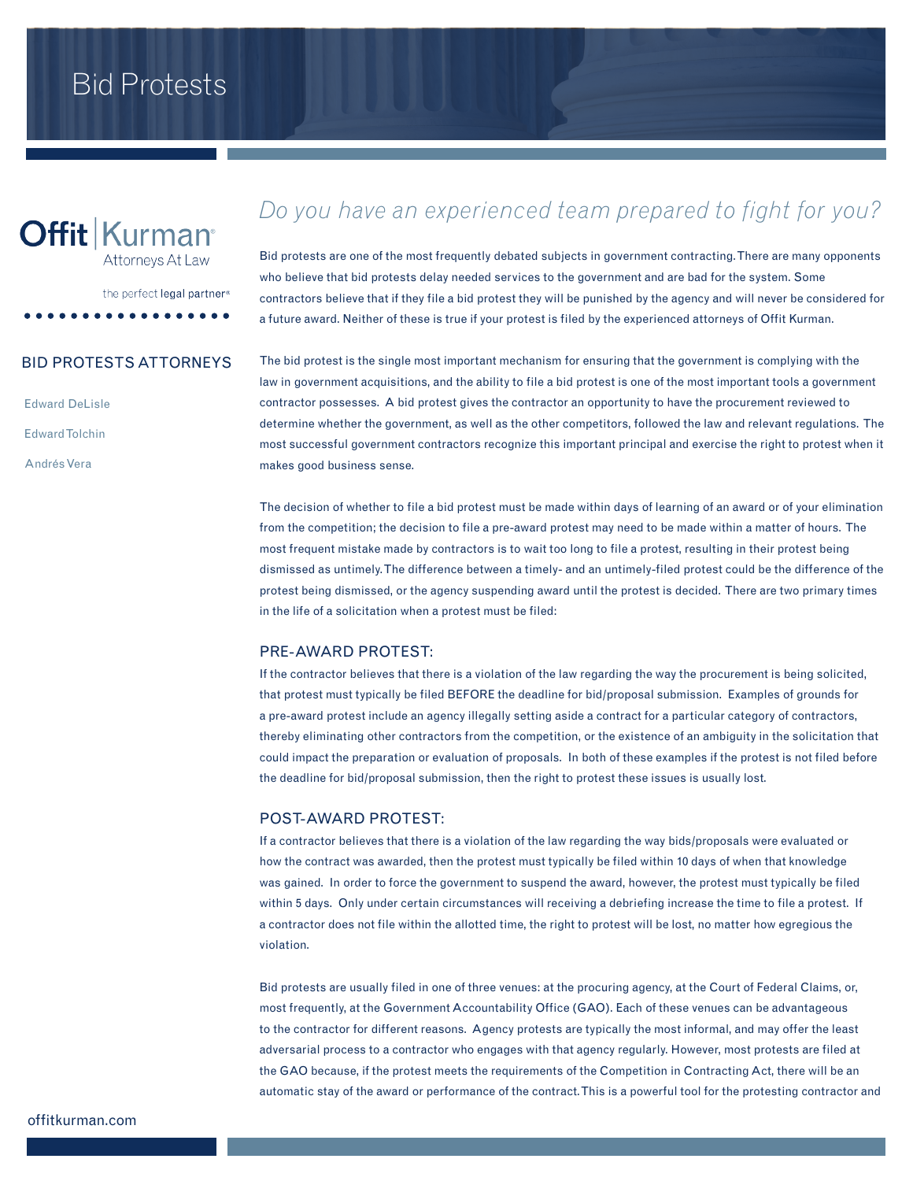# Bid Protests

**Offit | Kurman**
Attorneys At Law

the perfect legal partner®

## BID PROTESTS ATTORNEYS

Edward DeLisle

Edward Tolchin

Andrés Vera

## *Do you have an experienced team prepared to fight for you?*

Bid protests are one of the most frequently debated subjects in government contracting. There are many opponents who believe that bid protests delay needed services to the government and are bad for the system. Some contractors believe that if they file a bid protest they will be punished by the agency and will never be considered for a future award. Neither of these is true if your protest is filed by the experienced attorneys of Offit Kurman.

The bid protest is the single most important mechanism for ensuring that the government is complying with the law in government acquisitions, and the ability to file a bid protest is one of the most important tools a government contractor possesses. A bid protest gives the contractor an opportunity to have the procurement reviewed to determine whether the government, as well as the other competitors, followed the law and relevant regulations. The most successful government contractors recognize this important principal and exercise the right to protest when it makes good business sense.

The decision of whether to file a bid protest must be made within days of learning of an award or of your elimination from the competition; the decision to file a pre-award protest may need to be made within a matter of hours. The most frequent mistake made by contractors is to wait too long to file a protest, resulting in their protest being dismissed as untimely. The difference between a timely- and an untimely-filed protest could be the difference of the protest being dismissed, or the agency suspending award until the protest is decided. There are two primary times in the life of a solicitation when a protest must be filed:

### PRE-AWARD PROTEST:

If the contractor believes that there is a violation of the law regarding the way the procurement is being solicited, that protest must typically be filed BEFORE the deadline for bid/proposal submission. Examples of grounds for a pre-award protest include an agency illegally setting aside a contract for a particular category of contractors, thereby eliminating other contractors from the competition, or the existence of an ambiguity in the solicitation that could impact the preparation or evaluation of proposals. In both of these examples if the protest is not filed before the deadline for bid/proposal submission, then the right to protest these issues is usually lost.

### POST-AWARD PROTEST:

If a contractor believes that there is a violation of the law regarding the way bids/proposals were evaluated or how the contract was awarded, then the protest must typically be filed within 10 days of when that knowledge was gained. In order to force the government to suspend the award, however, the protest must typically be filed within 5 days. Only under certain circumstances will receiving a debriefing increase the time to file a protest. If a contractor does not file within the allotted time, the right to protest will be lost, no matter how egregious the violation.

Bid protests are usually filed in one of three venues: at the procuring agency, at the Court of Federal Claims, or, most frequently, at the Government Accountability Office (GAO). Each of these venues can be advantageous to the contractor for different reasons. Agency protests are typically the most informal, and may offer the least adversarial process to a contractor who engages with that agency regularly. However, most protests are filed at the GAO because, if the protest meets the requirements of the Competition in Contracting Act, there will be an automatic stay of the award or performance of the contract. This is a powerful tool for the protesting contractor and

offitkurman.com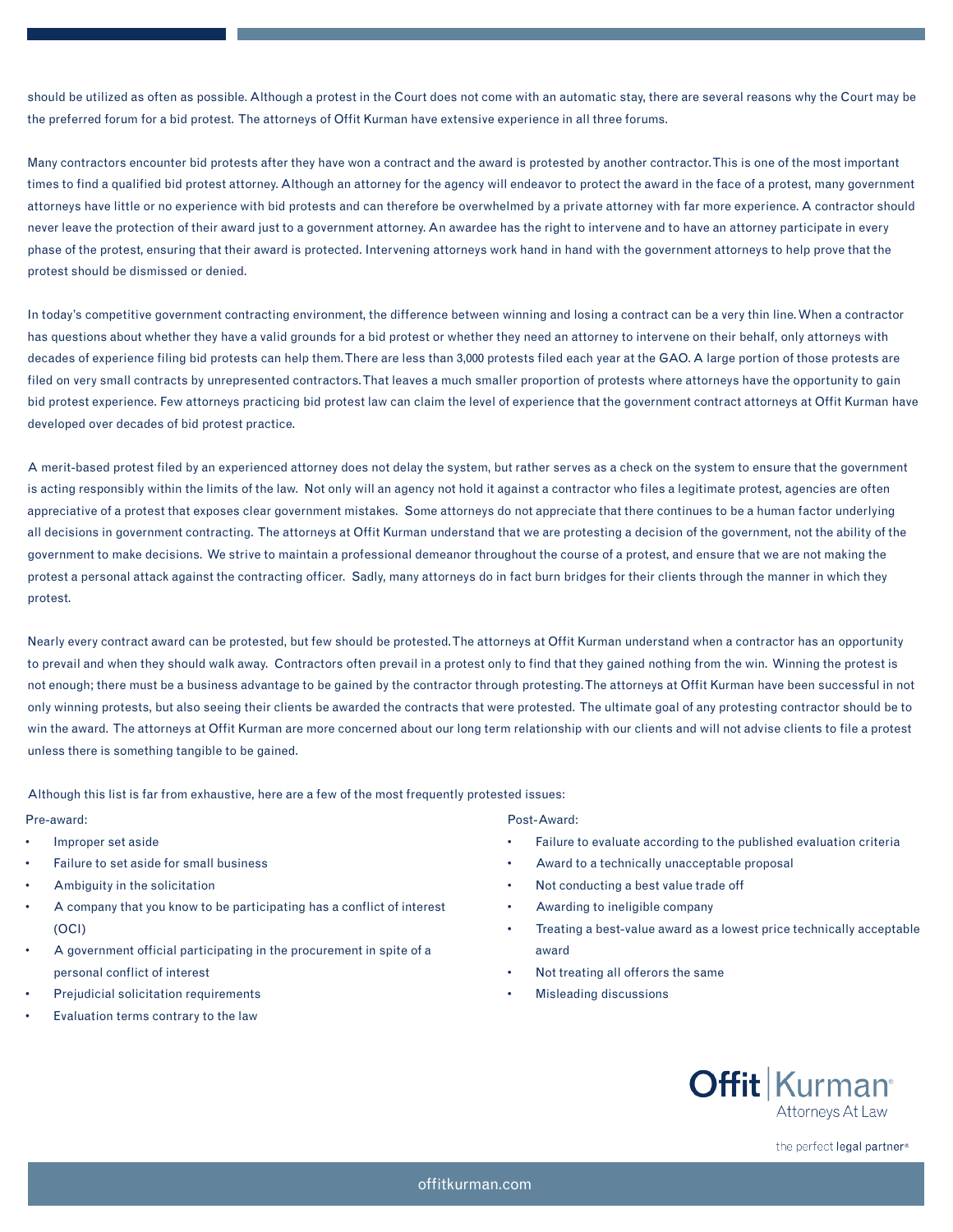should be utilized as often as possible. Although a protest in the Court does not come with an automatic stay, there are several reasons why the Court may be the preferred forum for a bid protest. The attorneys of Offit Kurman have extensive experience in all three forums.

Many contractors encounter bid protests after they have won a contract and the award is protested by another contractor. This is one of the most important times to find a qualified bid protest attorney. Although an attorney for the agency will endeavor to protect the award in the face of a protest, many government attorneys have little or no experience with bid protests and can therefore be overwhelmed by a private attorney with far more experience. A contractor should never leave the protection of their award just to a government attorney. An awardee has the right to intervene and to have an attorney participate in every phase of the protest, ensuring that their award is protected. Intervening attorneys work hand in hand with the government attorneys to help prove that the protest should be dismissed or denied.

In today's competitive government contracting environment, the difference between winning and losing a contract can be a very thin line. When a contractor has questions about whether they have a valid grounds for a bid protest or whether they need an attorney to intervene on their behalf, only attorneys with decades of experience filing bid protests can help them. There are less than 3,000 protests filed each year at the GAO. A large portion of those protests are filed on very small contracts by unrepresented contractors. That leaves a much smaller proportion of protests where attorneys have the opportunity to gain bid protest experience. Few attorneys practicing bid protest law can claim the level of experience that the government contract attorneys at Offit Kurman have developed over decades of bid protest practice.

A merit-based protest filed by an experienced attorney does not delay the system, but rather serves as a check on the system to ensure that the government is acting responsibly within the limits of the law. Not only will an agency not hold it against a contractor who files a legitimate protest, agencies are often appreciative of a protest that exposes clear government mistakes. Some attorneys do not appreciate that there continues to be a human factor underlying all decisions in government contracting. The attorneys at Offit Kurman understand that we are protesting a decision of the government, not the ability of the government to make decisions. We strive to maintain a professional demeanor throughout the course of a protest, and ensure that we are not making the protest a personal attack against the contracting officer. Sadly, many attorneys do in fact burn bridges for their clients through the manner in which they protest.

Nearly every contract award can be protested, but few should be protested. The attorneys at Offit Kurman understand when a contractor has an opportunity to prevail and when they should walk away. Contractors often prevail in a protest only to find that they gained nothing from the win. Winning the protest is not enough; there must be a business advantage to be gained by the contractor through protesting. The attorneys at Offit Kurman have been successful in not only winning protests, but also seeing their clients be awarded the contracts that were protested. The ultimate goal of any protesting contractor should be to win the award. The attorneys at Offit Kurman are more concerned about our long term relationship with our clients and will not advise clients to file a protest unless there is something tangible to be gained.

Although this list is far from exhaustive, here are a few of the most frequently protested issues:

Pre-award:

- Improper set aside
- Failure to set aside for small business
- Ambiguity in the solicitation
- A company that you know to be participating has a conflict of interest (OCI)
- A government official participating in the procurement in spite of a personal conflict of interest
- Prejudicial solicitation requirements
- Evaluation terms contrary to the law

Post-Award:

- Failure to evaluate according to the published evaluation criteria
- Award to a technically unacceptable proposal
- Not conducting a best value trade off
- Awarding to ineligible company
- Treating a best-value award as a lowest price technically acceptable award
- Not treating all offerors the same
- Misleading discussions

Offit | Kurman®
Attorneys At Law

the perfect legal partner®

offitkurman.com